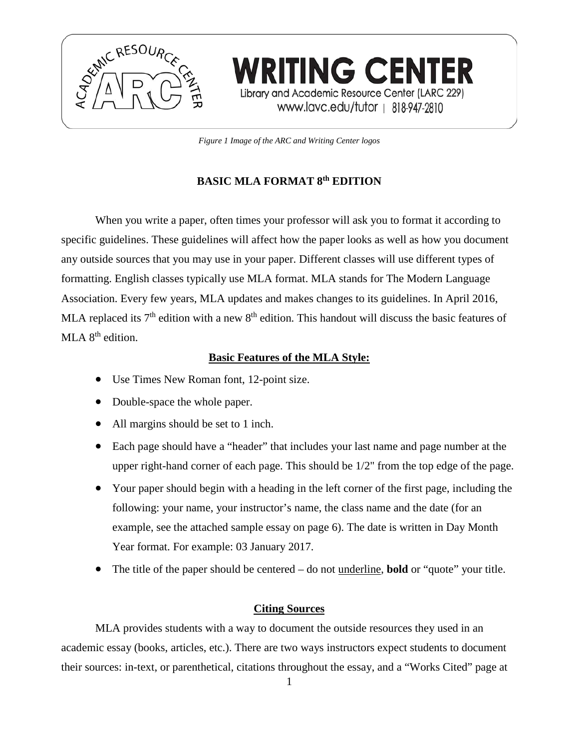WRITING CENTER
Library and Academic Resource Center (LARC 229)
www.lavc.edu/tutor | 818-947-2810

*Figure 1 Image of the ARC and Writing Center logos*

# BASIC MLA FORMAT 8th EDITION

When you write a paper, often times your professor will ask you to format it according to specific guidelines. These guidelines will affect how the paper looks as well as how you document any outside sources that you may use in your paper. Different classes will use different types of formatting. English classes typically use MLA format. MLA stands for The Modern Language Association. Every few years, MLA updates and makes changes to its guidelines. In April 2016, MLA replaced its 7th edition with a new 8th edition. This handout will discuss the basic features of MLA 8th edition.

## Basic Features of the MLA Style:

- Use Times New Roman font, 12-point size.
- Double-space the whole paper.
- All margins should be set to 1 inch.
- Each page should have a "header" that includes your last name and page number at the upper right-hand corner of each page. This should be 1/2" from the top edge of the page.
- Your paper should begin with a heading in the left corner of the first page, including the following: your name, your instructor's name, the class name and the date (for an example, see the attached sample essay on page 6). The date is written in Day Month Year format. For example: 03 January 2017.
- The title of the paper should be centered – do not <u>underline</u>, **bold** or "quote" your title.

## Citing Sources

MLA provides students with a way to document the outside resources they used in an academic essay (books, articles, etc.). There are two ways instructors expect students to document their sources: in-text, or parenthetical, citations throughout the essay, and a "Works Cited" page at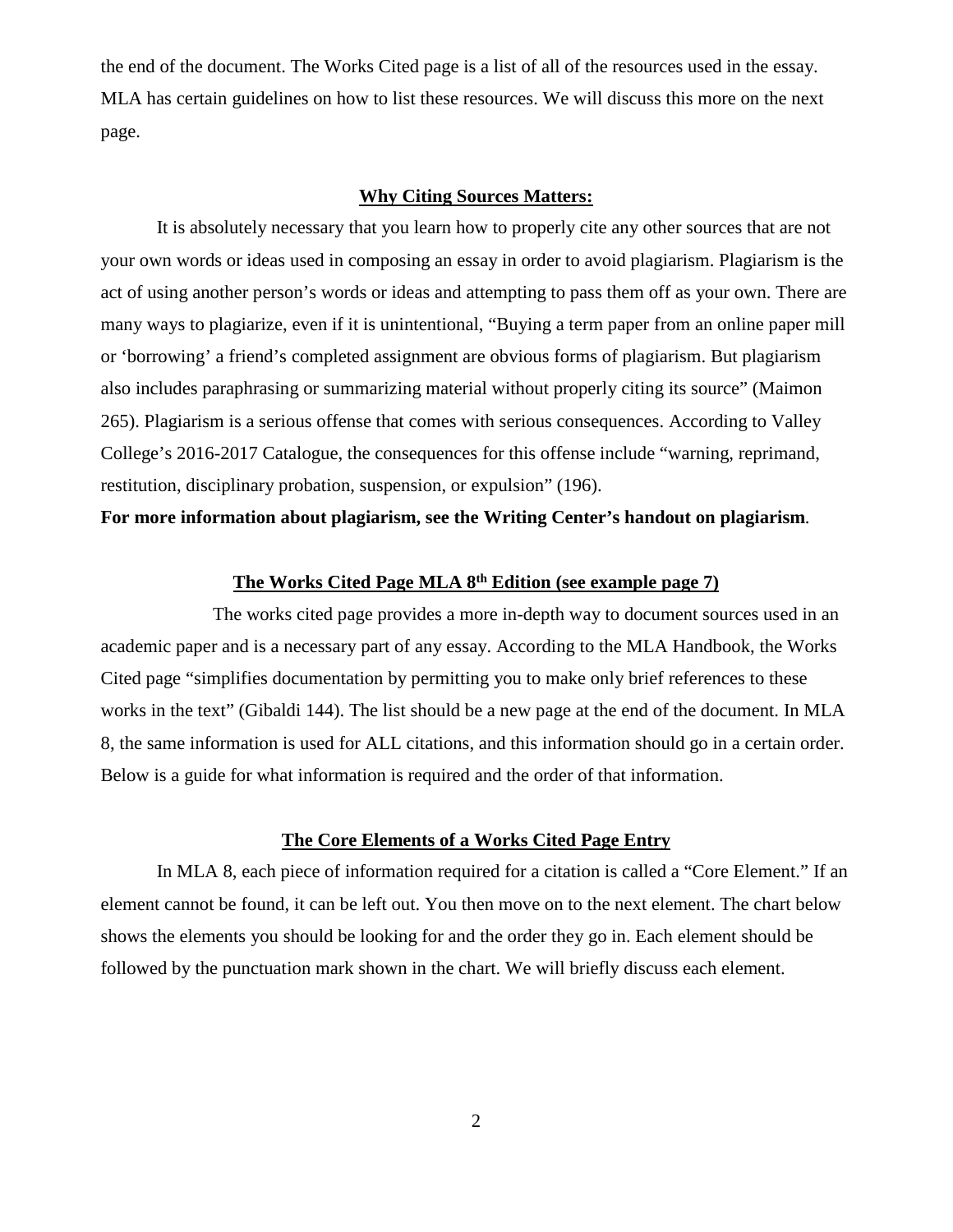the end of the document. The Works Cited page is a list of all of the resources used in the essay. MLA has certain guidelines on how to list these resources. We will discuss this more on the next page.

## **Why Citing Sources Matters:**

It is absolutely necessary that you learn how to properly cite any other sources that are not your own words or ideas used in composing an essay in order to avoid plagiarism. Plagiarism is the act of using another person's words or ideas and attempting to pass them off as your own. There are many ways to plagiarize, even if it is unintentional, "Buying a term paper from an online paper mill or 'borrowing' a friend's completed assignment are obvious forms of plagiarism. But plagiarism also includes paraphrasing or summarizing material without properly citing its source" (Maimon 265). Plagiarism is a serious offense that comes with serious consequences. According to Valley College's 2016-2017 Catalogue, the consequences for this offense include "warning, reprimand, restitution, disciplinary probation, suspension, or expulsion" (196).

**For more information about plagiarism, see the Writing Center's handout on plagiarism**.

## **The Works Cited Page MLA 8th Edition (see example page 7)**

The works cited page provides a more in-depth way to document sources used in an academic paper and is a necessary part of any essay. According to the MLA Handbook, the Works Cited page "simplifies documentation by permitting you to make only brief references to these works in the text" (Gibaldi 144). The list should be a new page at the end of the document. In MLA 8, the same information is used for ALL citations, and this information should go in a certain order. Below is a guide for what information is required and the order of that information.

## **The Core Elements of a Works Cited Page Entry**

In MLA 8, each piece of information required for a citation is called a "Core Element." If an element cannot be found, it can be left out. You then move on to the next element. The chart below shows the elements you should be looking for and the order they go in. Each element should be followed by the punctuation mark shown in the chart. We will briefly discuss each element.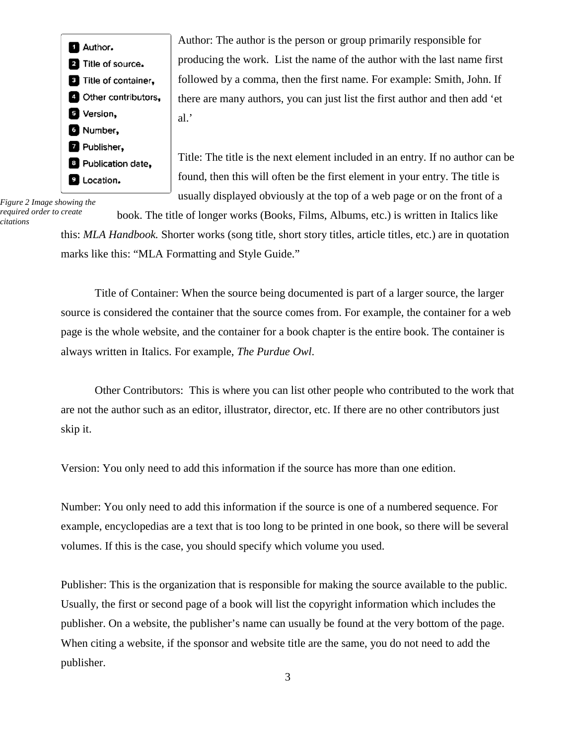1. Author.
2. Title of source.
3. Title of container,
4. Other contributors,
5. Version,
6. Number,
7. Publisher,
8. Publication date,
9. Location.

*Figure 2 Image showing the required order to create citations*

Author: The author is the person or group primarily responsible for producing the work. List the name of the author with the last name first followed by a comma, then the first name. For example: Smith, John. If there are many authors, you can just list the first author and then add 'et al.'

Title: The title is the next element included in an entry. If no author can be found, then this will often be the first element in your entry. The title is usually displayed obviously at the top of a web page or on the front of a book. The title of longer works (Books, Films, Albums, etc.) is written in Italics like this: *MLA Handbook.* Shorter works (song title, short story titles, article titles, etc.) are in quotation marks like this: "MLA Formatting and Style Guide."

Title of Container: When the source being documented is part of a larger source, the larger source is considered the container that the source comes from. For example, the container for a web page is the whole website, and the container for a book chapter is the entire book. The container is always written in Italics. For example, *The Purdue Owl*.

Other Contributors: This is where you can list other people who contributed to the work that are not the author such as an editor, illustrator, director, etc. If there are no other contributors just skip it.

Version: You only need to add this information if the source has more than one edition.

Number: You only need to add this information if the source is one of a numbered sequence. For example, encyclopedias are a text that is too long to be printed in one book, so there will be several volumes. If this is the case, you should specify which volume you used.

Publisher: This is the organization that is responsible for making the source available to the public. Usually, the first or second page of a book will list the copyright information which includes the publisher. On a website, the publisher's name can usually be found at the very bottom of the page. When citing a website, if the sponsor and website title are the same, you do not need to add the publisher.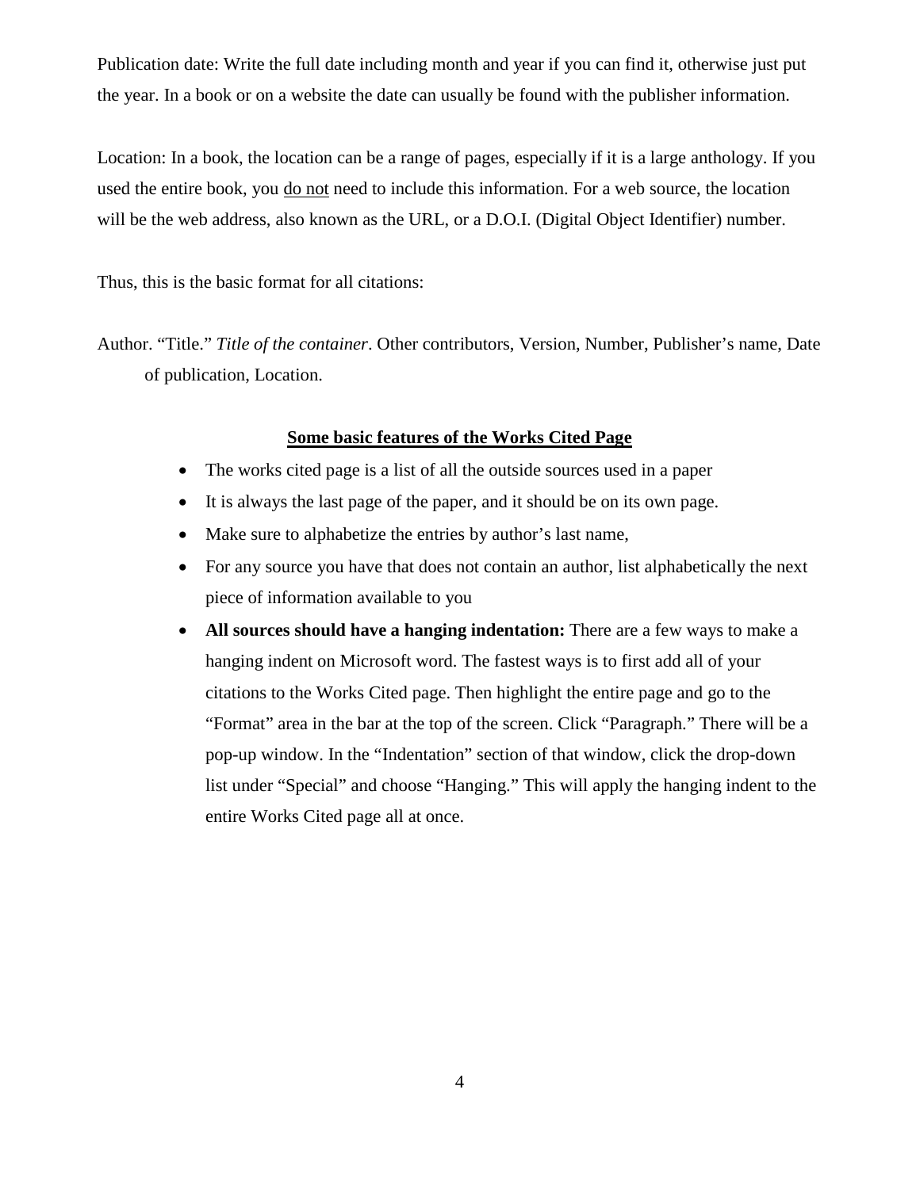Publication date: Write the full date including month and year if you can find it, otherwise just put the year. In a book or on a website the date can usually be found with the publisher information.

Location: In a book, the location can be a range of pages, especially if it is a large anthology. If you used the entire book, you <u>do not</u> need to include this information. For a web source, the location will be the web address, also known as the URL, or a D.O.I. (Digital Object Identifier) number.

Thus, this is the basic format for all citations:

Author. “Title.” *Title of the container*. Other contributors, Version, Number, Publisher’s name, Date of publication, Location.

## <u>Some basic features of the Works Cited Page</u>

- The works cited page is a list of all the outside sources used in a paper
- It is always the last page of the paper, and it should be on its own page.
- Make sure to alphabetize the entries by author’s last name,
- For any source you have that does not contain an author, list alphabetically the next piece of information available to you
- **All sources should have a hanging indentation:** There are a few ways to make a hanging indent on Microsoft word. The fastest ways is to first add all of your citations to the Works Cited page. Then highlight the entire page and go to the “Format” area in the bar at the top of the screen. Click “Paragraph.” There will be a pop-up window. In the “Indentation” section of that window, click the drop-down list under “Special” and choose “Hanging.” This will apply the hanging indent to the entire Works Cited page all at once.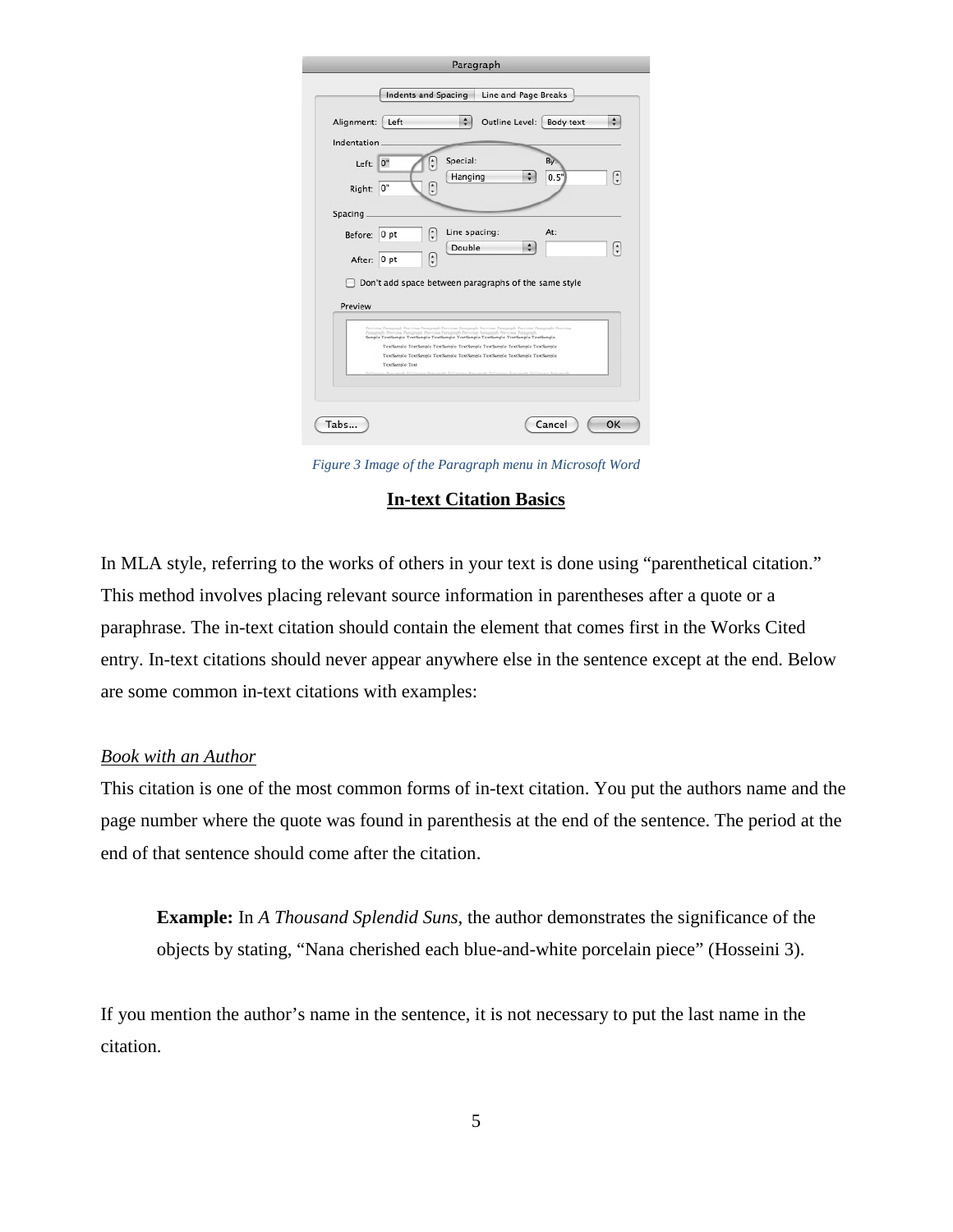Figure 3 Image of the Paragraph menu in Microsoft Word

## <u>In-text Citation Basics</u>

In MLA style, referring to the works of others in your text is done using “parenthetical citation.” This method involves placing relevant source information in parentheses after a quote or a paraphrase. The in-text citation should contain the element that comes first in the Works Cited entry. In-text citations should never appear anywhere else in the sentence except at the end. Below are some common in-text citations with examples:

### *<u>Book with an Author</u>*

This citation is one of the most common forms of in-text citation. You put the authors name and the page number where the quote was found in parenthesis at the end of the sentence. The period at the end of that sentence should come after the citation.

> **Example:** In *A Thousand Splendid Suns*, the author demonstrates the significance of the objects by stating, “Nana cherished each blue-and-white porcelain piece” (Hosseini 3).

If you mention the author’s name in the sentence, it is not necessary to put the last name in the citation.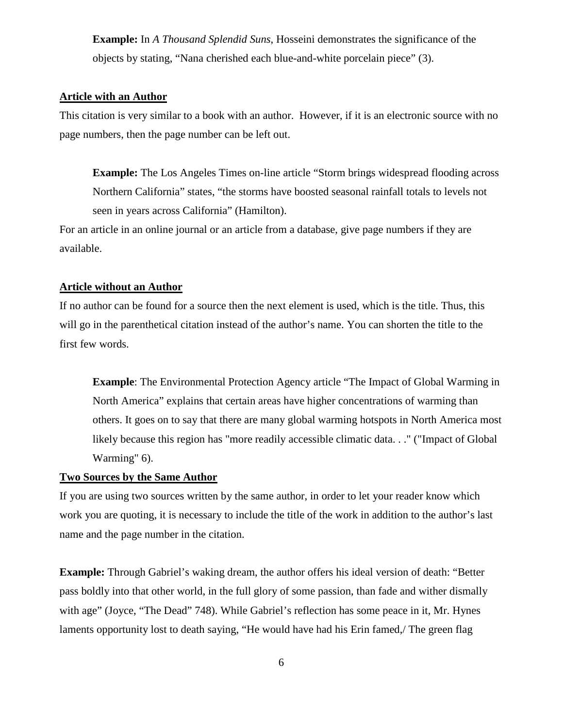**Example:** In *A Thousand Splendid Suns,* Hosseini demonstrates the significance of the objects by stating, "Nana cherished each blue-and-white porcelain piece" (3).

## Article with an Author

This citation is very similar to a book with an author. However, if it is an electronic source with no page numbers, then the page number can be left out.

**Example:** The Los Angeles Times on-line article "Storm brings widespread flooding across Northern California" states, "the storms have boosted seasonal rainfall totals to levels not seen in years across California" (Hamilton).

For an article in an online journal or an article from a database, give page numbers if they are available.

## Article without an Author

If no author can be found for a source then the next element is used, which is the title. Thus, this will go in the parenthetical citation instead of the author's name. You can shorten the title to the first few words.

**Example**: The Environmental Protection Agency article "The Impact of Global Warming in North America" explains that certain areas have higher concentrations of warming than others. It goes on to say that there are many global warming hotspots in North America most likely because this region has "more readily accessible climatic data. . ." ("Impact of Global Warming" 6).

## Two Sources by the Same Author

If you are using two sources written by the same author, in order to let your reader know which work you are quoting, it is necessary to include the title of the work in addition to the author's last name and the page number in the citation.

**Example:** Through Gabriel's waking dream, the author offers his ideal version of death: "Better pass boldly into that other world, in the full glory of some passion, than fade and wither dismally with age" (Joyce, "The Dead" 748). While Gabriel's reflection has some peace in it, Mr. Hynes laments opportunity lost to death saying, "He would have had his Erin famed,/ The green flag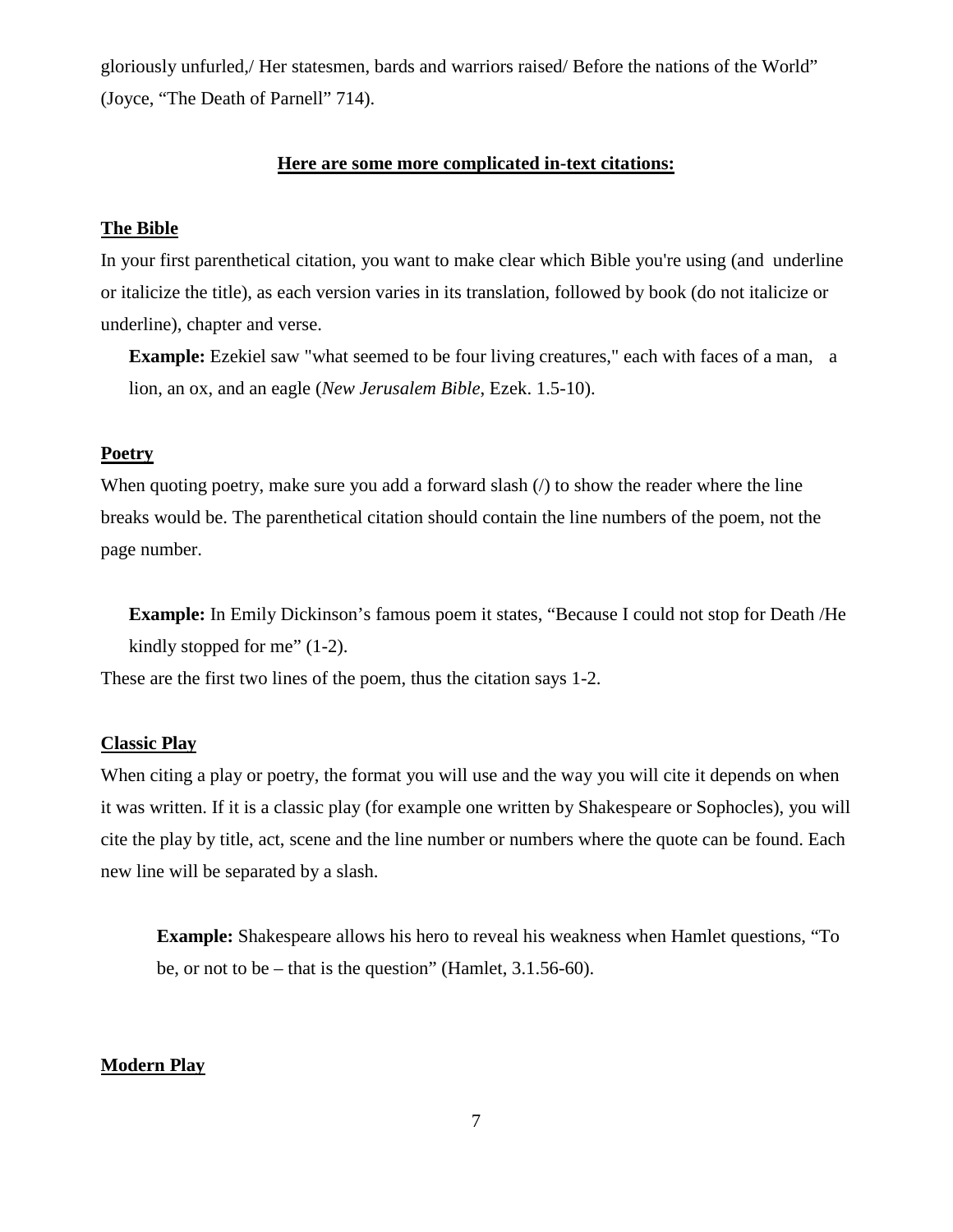gloriously unfurled,/ Her statesmen, bards and warriors raised/ Before the nations of the World" (Joyce, "The Death of Parnell" 714).

## Here are some more complicated in-text citations:

### The Bible

In your first parenthetical citation, you want to make clear which Bible you're using (and underline or italicize the title), as each version varies in its translation, followed by book (do not italicize or underline), chapter and verse.

> **Example:** Ezekiel saw "what seemed to be four living creatures," each with faces of a man, a lion, an ox, and an eagle (*New Jerusalem Bible*, Ezek. 1.5-10).

### Poetry

When quoting poetry, make sure you add a forward slash (/) to show the reader where the line breaks would be. The parenthetical citation should contain the line numbers of the poem, not the page number.

> **Example:** In Emily Dickinson's famous poem it states, "Because I could not stop for Death /He kindly stopped for me" (1-2).

These are the first two lines of the poem, thus the citation says 1-2.

### Classic Play

When citing a play or poetry, the format you will use and the way you will cite it depends on when it was written. If it is a classic play (for example one written by Shakespeare or Sophocles), you will cite the play by title, act, scene and the line number or numbers where the quote can be found. Each new line will be separated by a slash.

> **Example:** Shakespeare allows his hero to reveal his weakness when Hamlet questions, "To be, or not to be – that is the question" (Hamlet, 3.1.56-60).

### Modern Play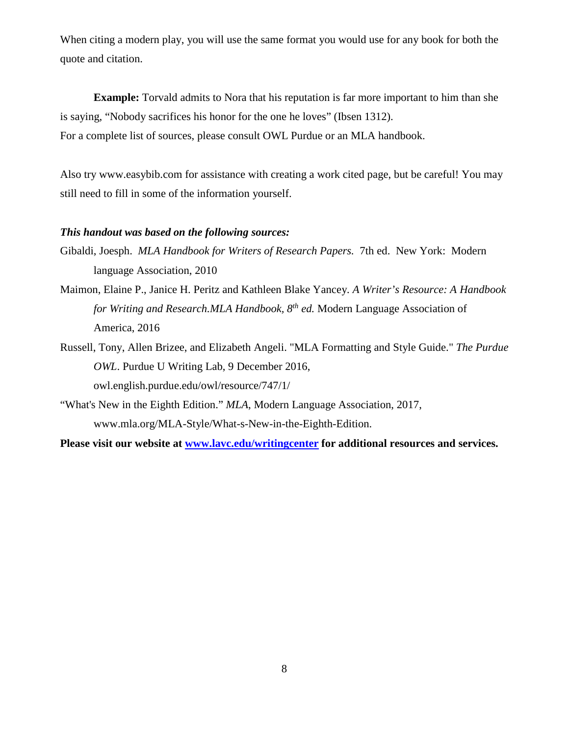When citing a modern play, you will use the same format you would use for any book for both the quote and citation.

**Example:** Torvald admits to Nora that his reputation is far more important to him than she is saying, "Nobody sacrifices his honor for the one he loves" (Ibsen 1312).
For a complete list of sources, please consult OWL Purdue or an MLA handbook.

Also try www.easybib.com for assistance with creating a work cited page, but be careful! You may still need to fill in some of the information yourself.

***This handout was based on the following sources:***

Gibaldi, Joesph. *MLA Handbook for Writers of Research Papers.* 7th ed. New York: Modern language Association, 2010

Maimon, Elaine P., Janice H. Peritz and Kathleen Blake Yancey. *A Writer's Resource: A Handbook for Writing and Research.MLA Handbook, 8th ed.* Modern Language Association of America, 2016

Russell, Tony, Allen Brizee, and Elizabeth Angeli. "MLA Formatting and Style Guide." *The Purdue OWL*. Purdue U Writing Lab, 9 December 2016, owl.english.purdue.edu/owl/resource/747/1/

"What's New in the Eighth Edition." *MLA*, Modern Language Association, 2017, www.mla.org/MLA-Style/What-s-New-in-the-Eighth-Edition.

**Please visit our website at [www.lavc.edu/writingcenter](http://www.lavc.edu/writingcenter) for additional resources and services.**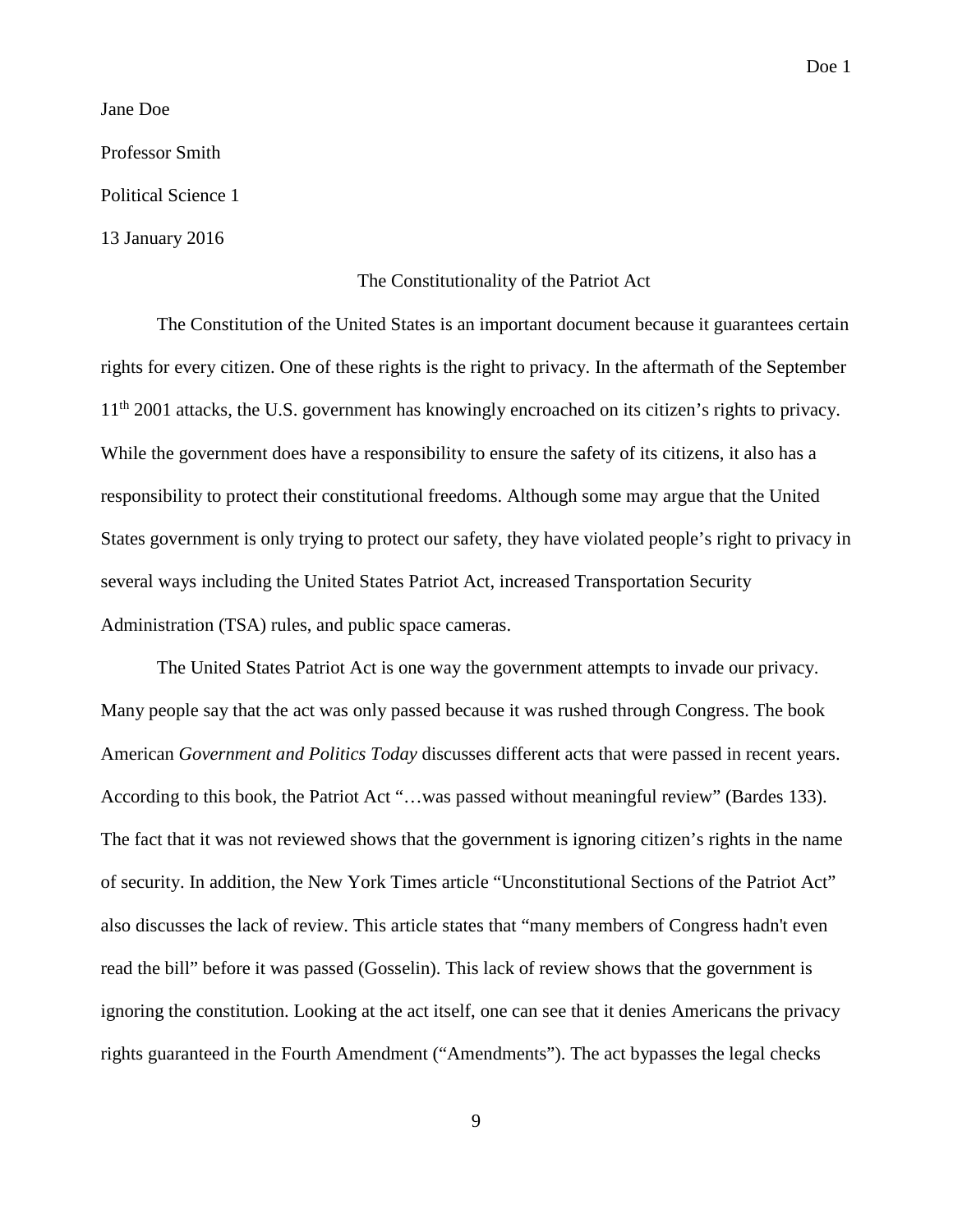Jane Doe

Professor Smith

Political Science 1

13 January 2016

The Constitutionality of the Patriot Act

The Constitution of the United States is an important document because it guarantees certain rights for every citizen. One of these rights is the right to privacy. In the aftermath of the September 11th 2001 attacks, the U.S. government has knowingly encroached on its citizen's rights to privacy. While the government does have a responsibility to ensure the safety of its citizens, it also has a responsibility to protect their constitutional freedoms. Although some may argue that the United States government is only trying to protect our safety, they have violated people's right to privacy in several ways including the United States Patriot Act, increased Transportation Security Administration (TSA) rules, and public space cameras.

The United States Patriot Act is one way the government attempts to invade our privacy. Many people say that the act was only passed because it was rushed through Congress. The book American *Government and Politics Today* discusses different acts that were passed in recent years. According to this book, the Patriot Act "…was passed without meaningful review" (Bardes 133). The fact that it was not reviewed shows that the government is ignoring citizen's rights in the name of security. In addition, the New York Times article "Unconstitutional Sections of the Patriot Act" also discusses the lack of review. This article states that "many members of Congress hadn't even read the bill" before it was passed (Gosselin). This lack of review shows that the government is ignoring the constitution. Looking at the act itself, one can see that it denies Americans the privacy rights guaranteed in the Fourth Amendment ("Amendments"). The act bypasses the legal checks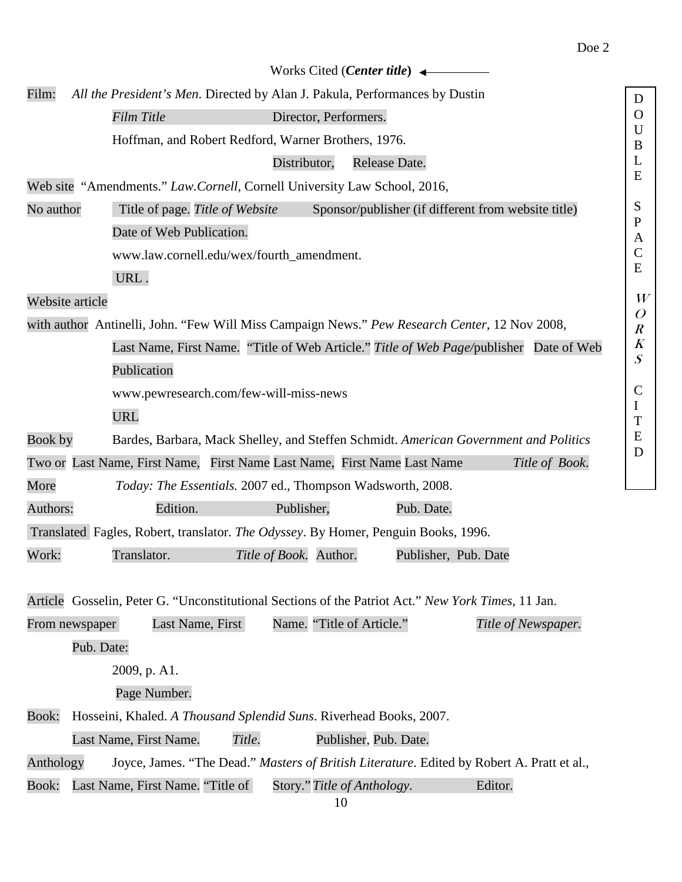Works Cited (***Center title***) ←

Film: *All the President's Men*. Directed by Alan J. Pakula, Performances by Dustin

*Film Title* Director, Performers.

Hoffman, and Robert Redford, Warner Brothers, 1976.

Distributor, Release Date.

Web site "Amendments." *Law.Cornell*, Cornell University Law School, 2016,

No author Title of page. *Title of Website* Sponsor/publisher (if different from website title)

Date of Web Publication.

www.law.cornell.edu/wex/fourth_amendment.

URL .

Website article

with author Antinelli, John. "Few Will Miss Campaign News." *Pew Research Center*, 12 Nov 2008,

Last Name, First Name. "Title of Web Article." *Title of Web Page/*publisher Date of Web Publication

www.pewresearch.com/few-will-miss-news

URL

Book by Bardes, Barbara, Mack Shelley, and Steffen Schmidt. *American Government and Politics*

Two or Last Name, First Name, First Name Last Name, First Name Last Name *Title of Book.*

More *Today: The Essentials.* 2007 ed., Thompson Wadsworth, 2008.

Authors: Edition. Publisher, Pub. Date.

Translated Fagles, Robert, translator. *The Odyssey*. By Homer, Penguin Books, 1996.

Work: Translator. *Title of Book.* Author. Publisher, Pub. Date

Article Gosselin, Peter G. "Unconstitutional Sections of the Patriot Act." *New York Times*, 11 Jan.

From newspaper Last Name, First Name. "Title of Article." *Title of Newspaper.*

Pub. Date:

2009, p. A1.

Page Number.

Book: Hosseini, Khaled. *A Thousand Splendid Suns*. Riverhead Books, 2007.

Last Name, First Name. *Title.* Publisher, Pub. Date.

Anthology Joyce, James. "The Dead." *Masters of British Literature*. Edited by Robert A. Pratt et al.,

Book: Last Name, First Name. "Title of Story." *Title of Anthology*. Editor.

DOUBLE SPACE *WORKS* CITED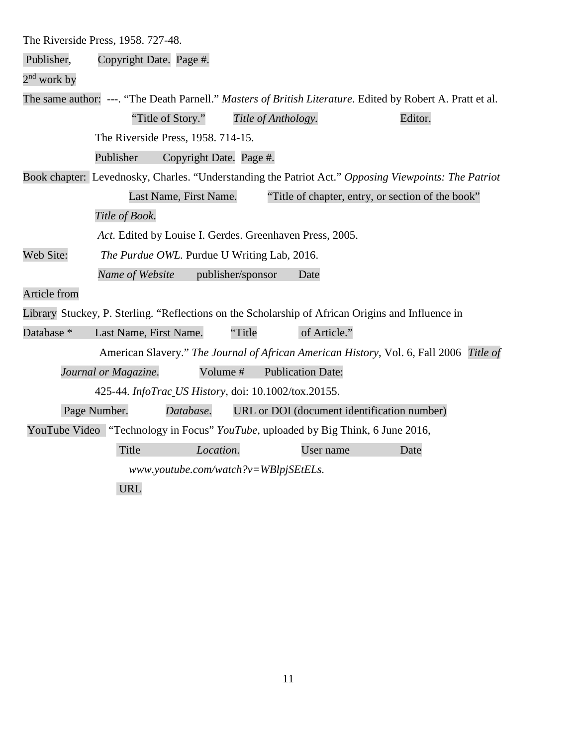The Riverside Press, 1958. 727-48.

Publisher, Copyright Date. Page #.

2nd work by

The same author: ---. "The Death Parnell." *Masters of British Literature*. Edited by Robert A. Pratt et al.

"Title of Story." *Title of Anthology.* Editor.

The Riverside Press, 1958. 714-15.

Publisher Copyright Date. Page #.

Book chapter: Levednosky, Charles. "Understanding the Patriot Act." *Opposing Viewpoints: The Patriot*

Last Name, First Name. "Title of chapter, entry, or section of the book"

*Title of Book.*

*Act.* Edited by Louise I. Gerdes. Greenhaven Press, 2005.

Web Site: *The Purdue OWL.* Purdue U Writing Lab, 2016.

*Name of Website* publisher/sponsor Date

Article from

Library Stuckey, P. Sterling. "Reflections on the Scholarship of African Origins and Influence in

Database * Last Name, First Name. "Title of Article."

American Slavery." *The Journal of African American History*, Vol. 6, Fall 2006 *Title of*

*Journal or Magazine.* Volume # Publication Date:

425-44. *InfoTrac US History*, doi: 10.1002/tox.20155.

Page Number. *Database.* URL or DOI (document identification number)

YouTube Video "Technology in Focus" *YouTube,* uploaded by Big Think, 6 June 2016,

Title *Location.* User name Date

*www.youtube.com/watch?v=WBlpjSEtELs.*

URL